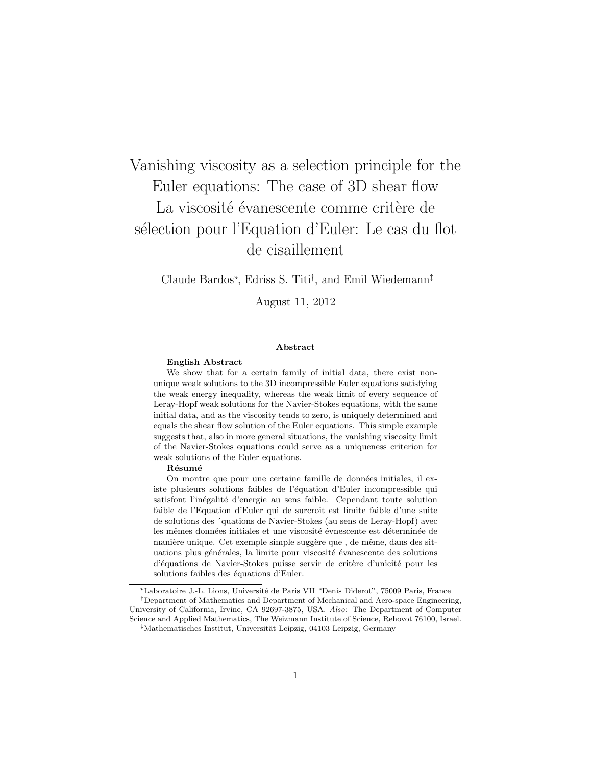# Vanishing viscosity as a selection principle for the Euler equations: The case of 3D shear flow
# La viscosité évanescente comme critère de sélection pour l'Equation d'Euler: Le cas du flot de cisaillement

Claude Bardos*, Edriss S. Titi†, and Emil Wiedemann‡

August 11, 2012

### Abstract

**English Abstract**

We show that for a certain family of initial data, there exist non-unique weak solutions to the 3D incompressible Euler equations satisfying the weak energy inequality, whereas the weak limit of every sequence of Leray-Hopf weak solutions for the Navier-Stokes equations, with the same initial data, and as the viscosity tends to zero, is uniquely determined and equals the shear flow solution of the Euler equations. This simple example suggests that, also in more general situations, the vanishing viscosity limit of the Navier-Stokes equations could serve as a uniqueness criterion for weak solutions of the Euler equations.

**Résumé**

On montre que pour une certaine famille de données initiales, il existe plusieurs solutions faibles de l'équation d'Euler incompressible qui satisfont l'inégalité d'energie au sens faible. Cependant toute solution faible de l'Equation d'Euler qui de surcroit est limite faible d'une suite de solutions des ´quations de Navier-Stokes (au sens de Leray-Hopf) avec les mêmes données initiales et une viscosité évnescente est déterminée de manière unique. Cet exemple simple suggère que , de même, dans des situations plus générales, la limite pour viscosité évanescente des solutions d'équations de Navier-Stokes puisse servir de critère d'unicité pour les solutions faibles des équations d'Euler.

---

*Laboratoire J.-L. Lions, Université de Paris VII "Denis Diderot", 75009 Paris, France

†Department of Mathematics and Department of Mechanical and Aero-space Engineering, University of California, Irvine, CA 92697-3875, USA. *Also*: The Department of Computer Science and Applied Mathematics, The Weizmann Institute of Science, Rehovot 76100, Israel.

‡Mathematisches Institut, Universität Leipzig, 04103 Leipzig, Germany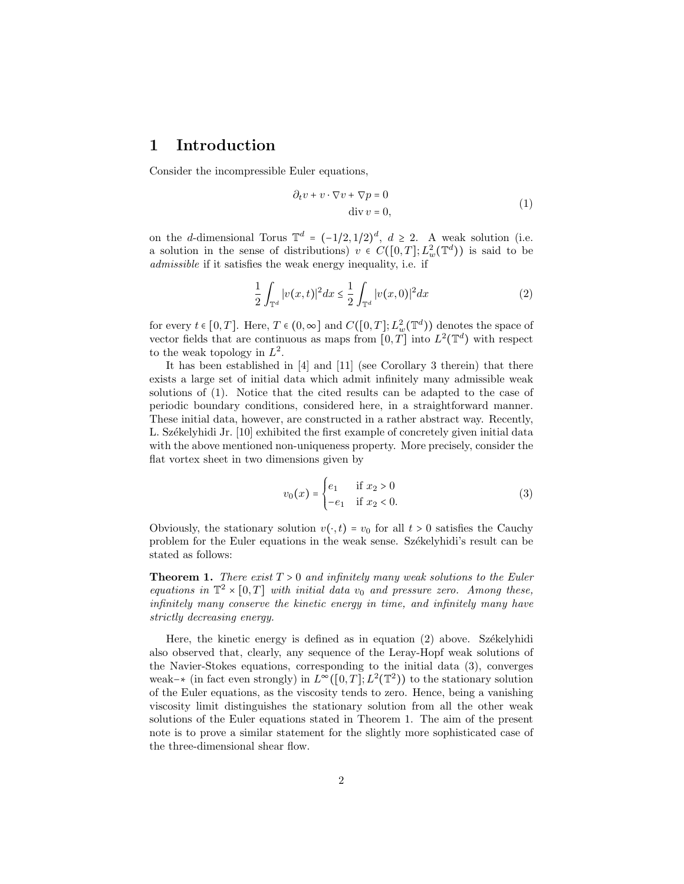# 1 Introduction

Consider the incompressible Euler equations,

$$\begin{aligned} \partial_t v + v \cdot \nabla v + \nabla p &= 0 \\ \operatorname{div} v &= 0, \end{aligned} \tag{1}$$

on the $d$-dimensional Torus $\mathbb{T}^d = (-1/2, 1/2)^d$, $d \geq 2$. A weak solution (i.e. a solution in the sense of distributions) $v \in C([0,T]; L^2_w(\mathbb{T}^d))$ is said to be *admissible* if it satisfies the weak energy inequality, i.e. if

$$\frac{1}{2}\int_{\mathbb{T}^d} |v(x,t)|^2 dx \leq \frac{1}{2}\int_{\mathbb{T}^d} |v(x,0)|^2 dx \tag{2}$$

for every $t \in [0,T]$. Here, $T \in (0,\infty]$ and $C([0,T]; L^2_w(\mathbb{T}^d))$ denotes the space of vector fields that are continuous as maps from $[0,T]$ into $L^2(\mathbb{T}^d)$ with respect to the weak topology in $L^2$.

It has been established in [4] and [11] (see Corollary 3 therein) that there exists a large set of initial data which admit infinitely many admissible weak solutions of (1). Notice that the cited results can be adapted to the case of periodic boundary conditions, considered here, in a straightforward manner. These initial data, however, are constructed in a rather abstract way. Recently, L. Székelyhidi Jr. [10] exhibited the first example of concretely given initial data with the above mentioned non-uniqueness property. More precisely, consider the flat vortex sheet in two dimensions given by

$$v_0(x) = \begin{cases} e_1 & \text{if } x_2 > 0 \\ -e_1 & \text{if } x_2 < 0. \end{cases} \tag{3}$$

Obviously, the stationary solution $v(\cdot,t) = v_0$ for all $t > 0$ satisfies the Cauchy problem for the Euler equations in the weak sense. Székelyhidi's result can be stated as follows:

**Theorem 1.** *There exist $T > 0$ and infinitely many weak solutions to the Euler equations in $\mathbb{T}^2 \times [0,T]$ with initial data $v_0$ and pressure zero. Among these, infinitely many conserve the kinetic energy in time, and infinitely many have strictly decreasing energy.*

Here, the kinetic energy is defined as in equation (2) above. Székelyhidi also observed that, clearly, any sequence of the Leray-Hopf weak solutions of the Navier-Stokes equations, corresponding to the initial data (3), converges weak−∗ (in fact even strongly) in $L^\infty([0,T]; L^2(\mathbb{T}^2))$ to the stationary solution of the Euler equations, as the viscosity tends to zero. Hence, being a vanishing viscosity limit distinguishes the stationary solution from all the other weak solutions of the Euler equations stated in Theorem 1. The aim of the present note is to prove a similar statement for the slightly more sophisticated case of the three-dimensional shear flow.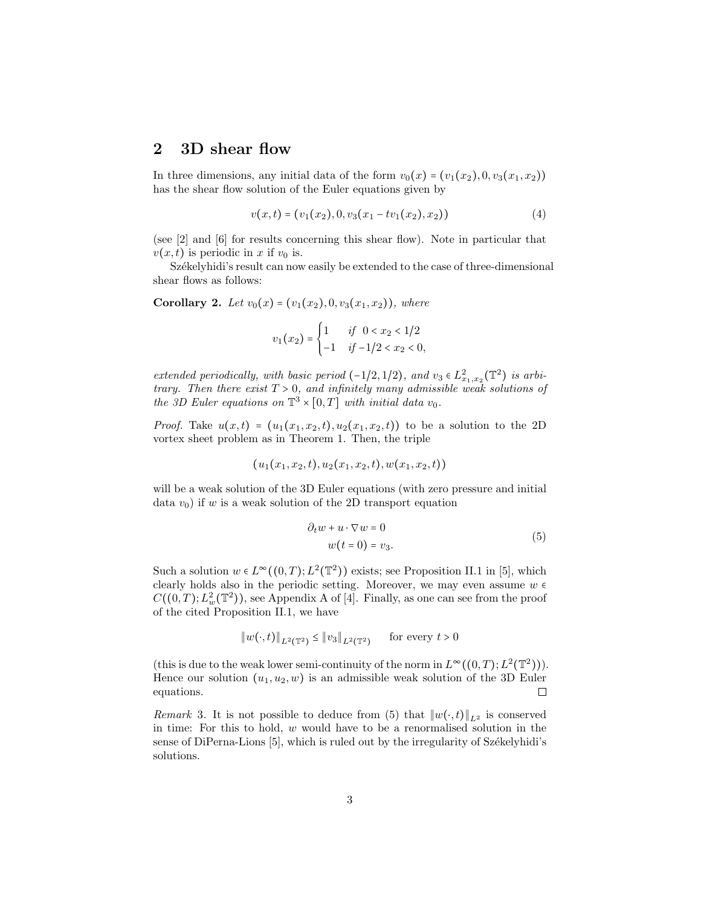## 2 3D shear flow

In three dimensions, any initial data of the form $v_0(x) = (v_1(x_2), 0, v_3(x_1, x_2))$ has the shear flow solution of the Euler equations given by

$$v(x,t) = (v_1(x_2), 0, v_3(x_1 - tv_1(x_2), x_2)) \tag{4}$$

(see [2] and [6] for results concerning this shear flow). Note in particular that $v(x,t)$ is periodic in $x$ if $v_0$ is.

Székelyhidi's result can now easily be extended to the case of three-dimensional shear flows as follows:

**Corollary 2.** *Let $v_0(x) = (v_1(x_2), 0, v_3(x_1, x_2))$, where*

$$v_1(x_2) = \begin{cases} 1 & \text{if } \ 0 < x_2 < 1/2 \\ -1 & \text{if } -1/2 < x_2 < 0, \end{cases}$$

*extended periodically, with basic period $(-1/2, 1/2)$, and $v_3 \in L^2_{x_1,x_2}(\mathbb{T}^2)$ is arbitrary. Then there exist $T > 0$, and infinitely many admissible weak solutions of the 3D Euler equations on $\mathbb{T}^3 \times [0,T]$ with initial data $v_0$.*

*Proof.* Take $u(x,t) = (u_1(x_1, x_2, t), u_2(x_1, x_2, t))$ to be a solution to the 2D vortex sheet problem as in Theorem 1. Then, the triple

$$(u_1(x_1, x_2, t), u_2(x_1, x_2, t), w(x_1, x_2, t))$$

will be a weak solution of the 3D Euler equations (with zero pressure and initial data $v_0$) if $w$ is a weak solution of the 2D transport equation

$$\begin{aligned} \partial_t w + u \cdot \nabla w = 0 \\ w(t = 0) = v_3. \end{aligned} \tag{5}$$

Such a solution $w \in L^\infty((0,T); L^2(\mathbb{T}^2))$ exists; see Proposition II.1 in [5], which clearly holds also in the periodic setting. Moreover, we may even assume $w \in C((0,T); L^2_w(\mathbb{T}^2))$, see Appendix A of [4]. Finally, as one can see from the proof of the cited Proposition II.1, we have

$$\|w(\cdot,t)\|_{L^2(\mathbb{T}^2)} \leq \|v_3\|_{L^2(\mathbb{T}^2)} \qquad \text{for every } t > 0$$

(this is due to the weak lower semi-continuity of the norm in $L^\infty((0,T); L^2(\mathbb{T}^2))$). Hence our solution $(u_1, u_2, w)$ is an admissible weak solution of the 3D Euler equations. □

*Remark* 3. It is not possible to deduce from (5) that $\|w(\cdot,t)\|_{L^2}$ is conserved in time: For this to hold, $w$ would have to be a renormalised solution in the sense of DiPerna-Lions [5], which is ruled out by the irregularity of Székelyhidi's solutions.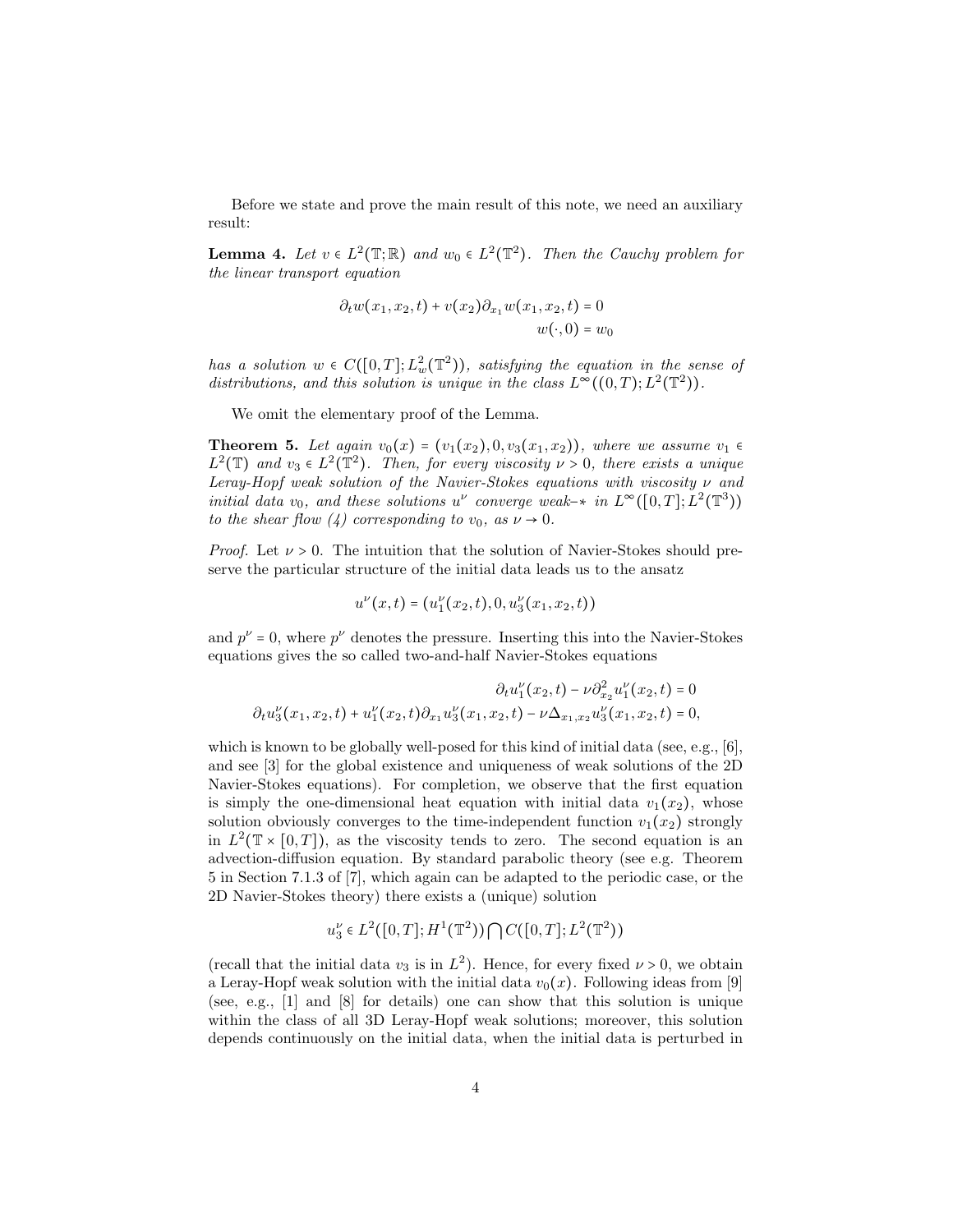Before we state and prove the main result of this note, we need an auxiliary result:

**Lemma 4.** *Let $v \in L^2(\mathbb{T};\mathbb{R})$ and $w_0 \in L^2(\mathbb{T}^2)$. Then the Cauchy problem for the linear transport equation*

$$
\begin{aligned}
\partial_t w(x_1, x_2, t) + v(x_2)\partial_{x_1} w(x_1, x_2, t) &= 0 \\
w(\cdot, 0) &= w_0
\end{aligned}
$$

*has a solution $w \in C([0,T]; L^2_w(\mathbb{T}^2))$, satisfying the equation in the sense of distributions, and this solution is unique in the class $L^\infty((0,T); L^2(\mathbb{T}^2))$.*

We omit the elementary proof of the Lemma.

**Theorem 5.** *Let again $v_0(x) = (v_1(x_2), 0, v_3(x_1, x_2))$, where we assume $v_1 \in L^2(\mathbb{T})$ and $v_3 \in L^2(\mathbb{T}^2)$. Then, for every viscosity $\nu > 0$, there exists a unique Leray-Hopf weak solution of the Navier-Stokes equations with viscosity $\nu$ and initial data $v_0$, and these solutions $u^\nu$ converge weak–$*$ in $L^\infty([0,T]; L^2(\mathbb{T}^3))$ to the shear flow (4) corresponding to $v_0$, as $\nu \to 0$.*

*Proof.* Let $\nu > 0$. The intuition that the solution of Navier-Stokes should preserve the particular structure of the initial data leads us to the ansatz

$$
u^\nu(x,t) = (u_1^\nu(x_2,t), 0, u_3^\nu(x_1, x_2, t))
$$

and $p^\nu = 0$, where $p^\nu$ denotes the pressure. Inserting this into the Navier-Stokes equations gives the so called two-and-half Navier-Stokes equations

$$
\begin{aligned}
\partial_t u_1^\nu(x_2, t) - \nu \partial_{x_2}^2 u_1^\nu(x_2, t) &= 0 \\
\partial_t u_3^\nu(x_1, x_2, t) + u_1^\nu(x_2, t)\partial_{x_1} u_3^\nu(x_1, x_2, t) - \nu \Delta_{x_1, x_2} u_3^\nu(x_1, x_2, t) &= 0,
\end{aligned}
$$

which is known to be globally well-posed for this kind of initial data (see, e.g., [6], and see [3] for the global existence and uniqueness of weak solutions of the 2D Navier-Stokes equations). For completion, we observe that the first equation is simply the one-dimensional heat equation with initial data $v_1(x_2)$, whose solution obviously converges to the time-independent function $v_1(x_2)$ strongly in $L^2(\mathbb{T} \times [0,T])$, as the viscosity tends to zero. The second equation is an advection-diffusion equation. By standard parabolic theory (see e.g. Theorem 5 in Section 7.1.3 of [7], which again can be adapted to the periodic case, or the 2D Navier-Stokes theory) there exists a (unique) solution

$$
u_3^\nu \in L^2([0,T]; H^1(\mathbb{T}^2)) \bigcap C([0,T]; L^2(\mathbb{T}^2))
$$

(recall that the initial data $v_3$ is in $L^2$). Hence, for every fixed $\nu > 0$, we obtain a Leray-Hopf weak solution with the initial data $v_0(x)$. Following ideas from [9] (see, e.g., [1] and [8] for details) one can show that this solution is unique within the class of all 3D Leray-Hopf weak solutions; moreover, this solution depends continuously on the initial data, when the initial data is perturbed in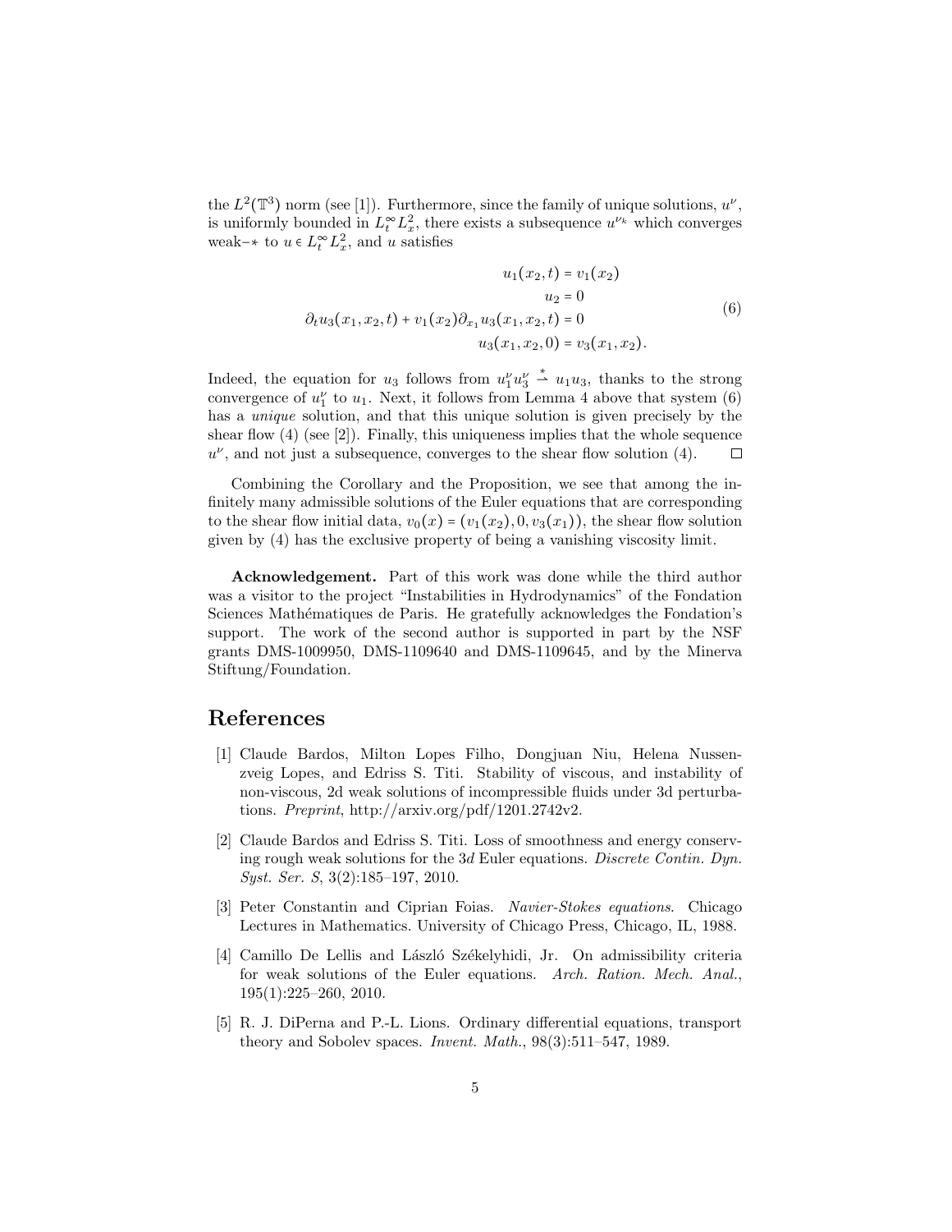the $L^2(\mathbb{T}^3)$ norm (see [1]). Furthermore, since the family of unique solutions, $u^\nu$, is uniformly bounded in $L^\infty_t L^2_x$, there exists a subsequence $u^{\nu_k}$ which converges weak$-*$ to $u \in L^\infty_t L^2_x$, and $u$ satisfies

$$
\begin{aligned}
u_1(x_2,t) &= v_1(x_2) \\
u_2 &= 0 \\
\partial_t u_3(x_1,x_2,t) + v_1(x_2)\partial_{x_1} u_3(x_1,x_2,t) &= 0 \\
u_3(x_1,x_2,0) &= v_3(x_1,x_2).
\end{aligned}
\tag{6}
$$

Indeed, the equation for $u_3$ follows from $u_1^\nu u_3^\nu \overset{*}{\rightharpoonup} u_1 u_3$, thanks to the strong convergence of $u_1^\nu$ to $u_1$. Next, it follows from Lemma 4 above that system (6) has a *unique* solution, and that this unique solution is given precisely by the shear flow (4) (see [2]). Finally, this uniqueness implies that the whole sequence $u^\nu$, and not just a subsequence, converges to the shear flow solution (4). □

Combining the Corollary and the Proposition, we see that among the infinitely many admissible solutions of the Euler equations that are corresponding to the shear flow initial data, $v_0(x) = (v_1(x_2), 0, v_3(x_1))$, the shear flow solution given by (4) has the exclusive property of being a vanishing viscosity limit.

**Acknowledgement.** Part of this work was done while the third author was a visitor to the project "Instabilities in Hydrodynamics" of the Fondation Sciences Mathématiques de Paris. He gratefully acknowledges the Fondation's support. The work of the second author is supported in part by the NSF grants DMS-1009950, DMS-1109640 and DMS-1109645, and by the Minerva Stiftung/Foundation.

# References

[1] Claude Bardos, Milton Lopes Filho, Dongjuan Niu, Helena Nussenzveig Lopes, and Edriss S. Titi. Stability of viscous, and instability of non-viscous, 2d weak solutions of incompressible fluids under 3d perturbations. *Preprint*, http://arxiv.org/pdf/1201.2742v2.

[2] Claude Bardos and Edriss S. Titi. Loss of smoothness and energy conserving rough weak solutions for the 3*d* Euler equations. *Discrete Contin. Dyn. Syst. Ser. S*, 3(2):185–197, 2010.

[3] Peter Constantin and Ciprian Foias. *Navier-Stokes equations*. Chicago Lectures in Mathematics. University of Chicago Press, Chicago, IL, 1988.

[4] Camillo De Lellis and László Székelyhidi, Jr. On admissibility criteria for weak solutions of the Euler equations. *Arch. Ration. Mech. Anal.*, 195(1):225–260, 2010.

[5] R. J. DiPerna and P.-L. Lions. Ordinary differential equations, transport theory and Sobolev spaces. *Invent. Math.*, 98(3):511–547, 1989.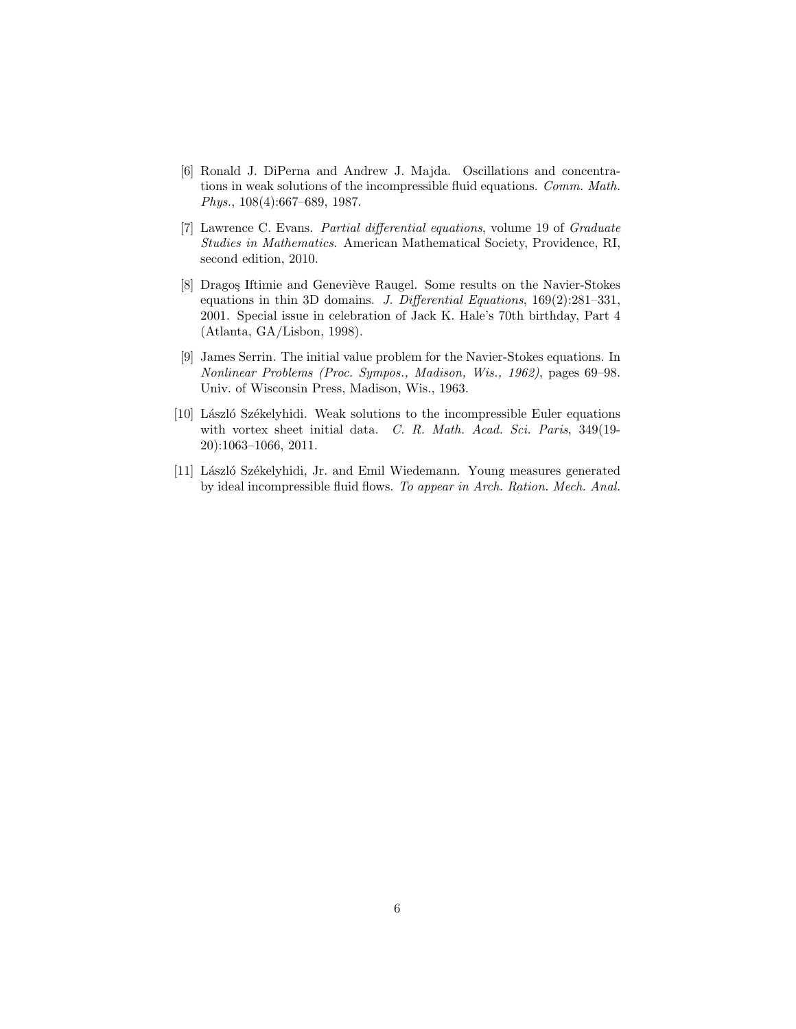[6] Ronald J. DiPerna and Andrew J. Majda. Oscillations and concentrations in weak solutions of the incompressible fluid equations. *Comm. Math. Phys.*, 108(4):667–689, 1987.

[7] Lawrence C. Evans. *Partial differential equations*, volume 19 of *Graduate Studies in Mathematics*. American Mathematical Society, Providence, RI, second edition, 2010.

[8] Dragoş Iftimie and Geneviève Raugel. Some results on the Navier-Stokes equations in thin 3D domains. *J. Differential Equations*, 169(2):281–331, 2001. Special issue in celebration of Jack K. Hale's 70th birthday, Part 4 (Atlanta, GA/Lisbon, 1998).

[9] James Serrin. The initial value problem for the Navier-Stokes equations. In *Nonlinear Problems (Proc. Sympos., Madison, Wis., 1962)*, pages 69–98. Univ. of Wisconsin Press, Madison, Wis., 1963.

[10] László Székelyhidi. Weak solutions to the incompressible Euler equations with vortex sheet initial data. *C. R. Math. Acad. Sci. Paris*, 349(19-20):1063–1066, 2011.

[11] László Székelyhidi, Jr. and Emil Wiedemann. Young measures generated by ideal incompressible fluid flows. *To appear in Arch. Ration. Mech. Anal.*